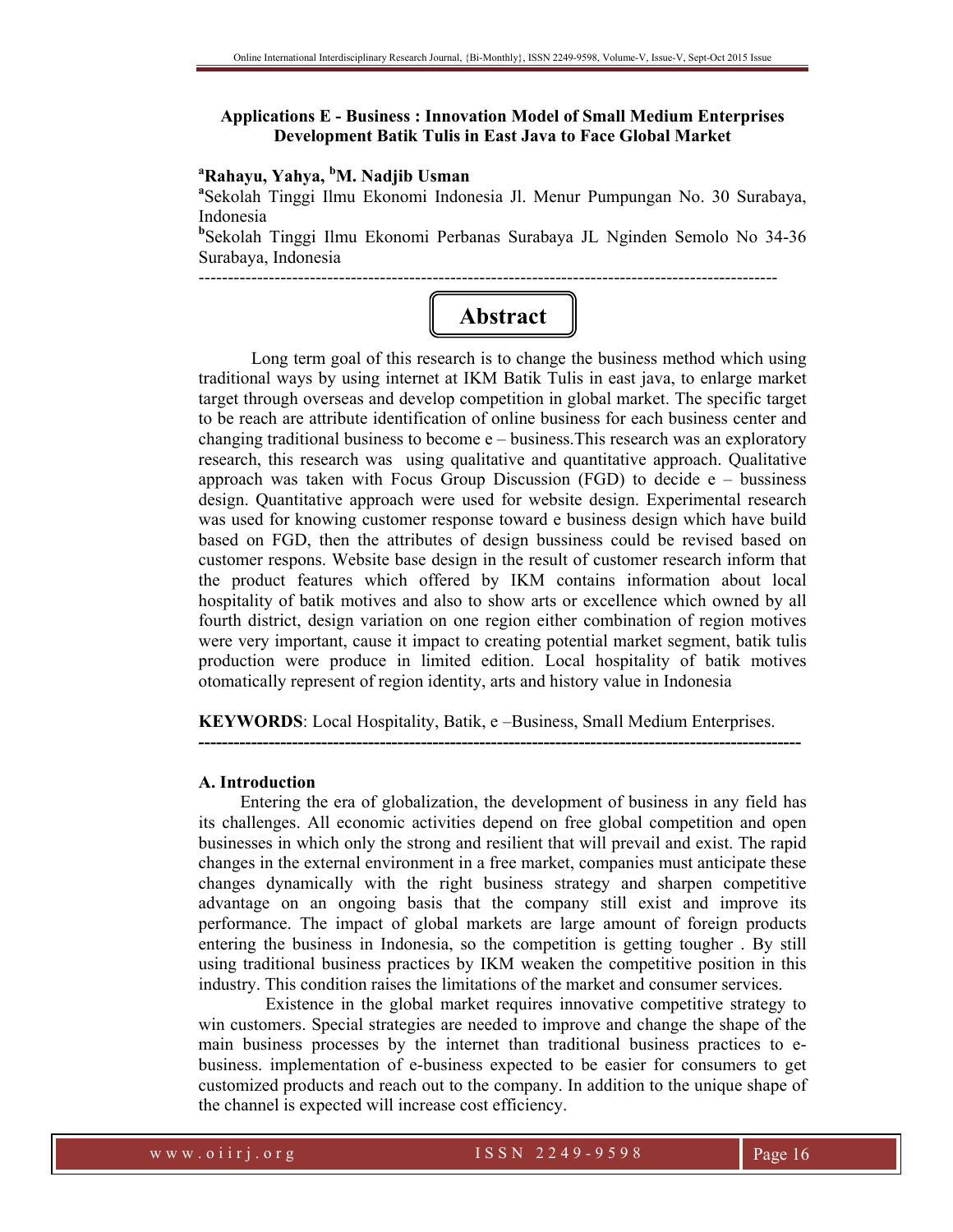# Applications E - Business : Innovation Model of Small Medium Enterprises Development Batik Tulis in East Java to Face Global Market

**[a]Rahayu, Yahya, [b]M. Nadjib Usman**

[a]Sekolah Tinggi Ilmu Ekonomi Indonesia Jl. Menur Pumpungan No. 30 Surabaya, Indonesia

[b]Sekolah Tinggi Ilmu Ekonomi Perbanas Surabaya JL Nginden Semolo No 34-36 Surabaya, Indonesia

## Abstract

Long term goal of this research is to change the business method which using traditional ways by using internet at IKM Batik Tulis in east java, to enlarge market target through overseas and develop competition in global market. The specific target to be reach are attribute identification of online business for each business center and changing traditional business to become e – business.This research was an exploratory research, this research was using qualitative and quantitative approach. Qualitative approach was taken with Focus Group Discussion (FGD) to decide e – bussiness design. Quantitative approach were used for website design. Experimental research was used for knowing customer response toward e business design which have build based on FGD, then the attributes of design bussiness could be revised based on customer respons. Website base design in the result of customer research inform that the product features which offered by IKM contains information about local hospitality of batik motives and also to show arts or excellence which owned by all fourth district, design variation on one region either combination of region motives were very important, cause it impact to creating potential market segment, batik tulis production were produce in limited edition. Local hospitality of batik motives otomatically represent of region identity, arts and history value in Indonesia

**KEYWORDS**: Local Hospitality, Batik, e –Business, Small Medium Enterprises.

## A. Introduction

Entering the era of globalization, the development of business in any field has its challenges. All economic activities depend on free global competition and open businesses in which only the strong and resilient that will prevail and exist. The rapid changes in the external environment in a free market, companies must anticipate these changes dynamically with the right business strategy and sharpen competitive advantage on an ongoing basis that the company still exist and improve its performance. The impact of global markets are large amount of foreign products entering the business in Indonesia, so the competition is getting tougher . By still using traditional business practices by IKM weaken the competitive position in this industry. This condition raises the limitations of the market and consumer services.

Existence in the global market requires innovative competitive strategy to win customers. Special strategies are needed to improve and change the shape of the main business processes by the internet than traditional business practices to e-business. implementation of e-business expected to be easier for consumers to get customized products and reach out to the company. In addition to the unique shape of the channel is expected will increase cost efficiency.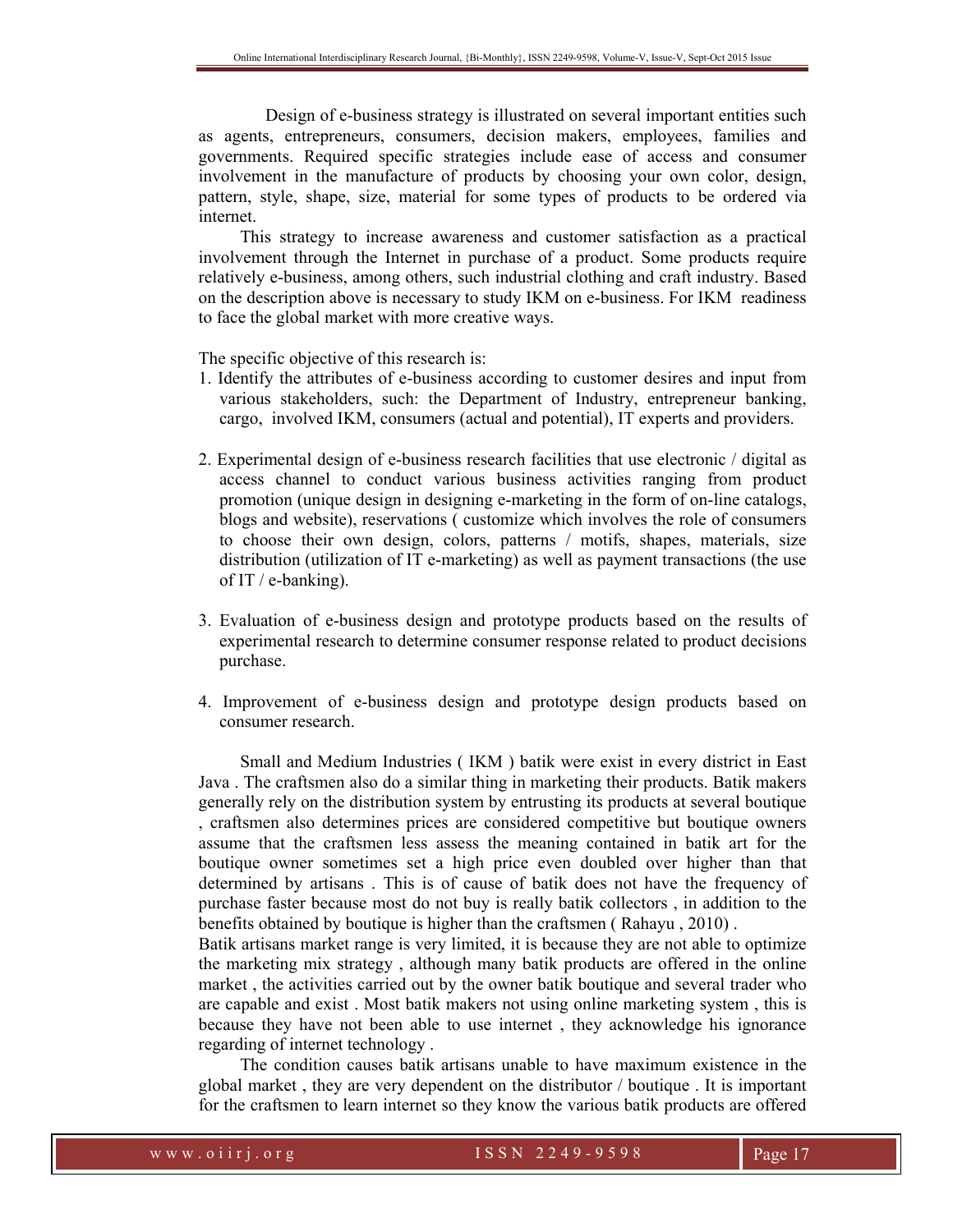Design of e-business strategy is illustrated on several important entities such as agents, entrepreneurs, consumers, decision makers, employees, families and governments. Required specific strategies include ease of access and consumer involvement in the manufacture of products by choosing your own color, design, pattern, style, shape, size, material for some types of products to be ordered via internet.

This strategy to increase awareness and customer satisfaction as a practical involvement through the Internet in purchase of a product. Some products require relatively e-business, among others, such industrial clothing and craft industry. Based on the description above is necessary to study IKM on e-business. For IKM readiness to face the global market with more creative ways.

The specific objective of this research is:

1. Identify the attributes of e-business according to customer desires and input from various stakeholders, such: the Department of Industry, entrepreneur banking, cargo, involved IKM, consumers (actual and potential), IT experts and providers.

2. Experimental design of e-business research facilities that use electronic / digital as access channel to conduct various business activities ranging from product promotion (unique design in designing e-marketing in the form of on-line catalogs, blogs and website), reservations ( customize which involves the role of consumers to choose their own design, colors, patterns / motifs, shapes, materials, size distribution (utilization of IT e-marketing) as well as payment transactions (the use of IT / e-banking).

3. Evaluation of e-business design and prototype products based on the results of experimental research to determine consumer response related to product decisions purchase.

4. Improvement of e-business design and prototype design products based on consumer research.

Small and Medium Industries ( IKM ) batik were exist in every district in East Java . The craftsmen also do a similar thing in marketing their products. Batik makers generally rely on the distribution system by entrusting its products at several boutique , craftsmen also determines prices are considered competitive but boutique owners assume that the craftsmen less assess the meaning contained in batik art for the boutique owner sometimes set a high price even doubled over higher than that determined by artisans . This is of cause of batik does not have the frequency of purchase faster because most do not buy is really batik collectors , in addition to the benefits obtained by boutique is higher than the craftsmen ( Rahayu , 2010) .
Batik artisans market range is very limited, it is because they are not able to optimize the marketing mix strategy , although many batik products are offered in the online market , the activities carried out by the owner batik boutique and several trader who are capable and exist . Most batik makers not using online marketing system , this is because they have not been able to use internet , they acknowledge his ignorance regarding of internet technology .

The condition causes batik artisans unable to have maximum existence in the global market , they are very dependent on the distributor / boutique . It is important for the craftsmen to learn internet so they know the various batik products are offered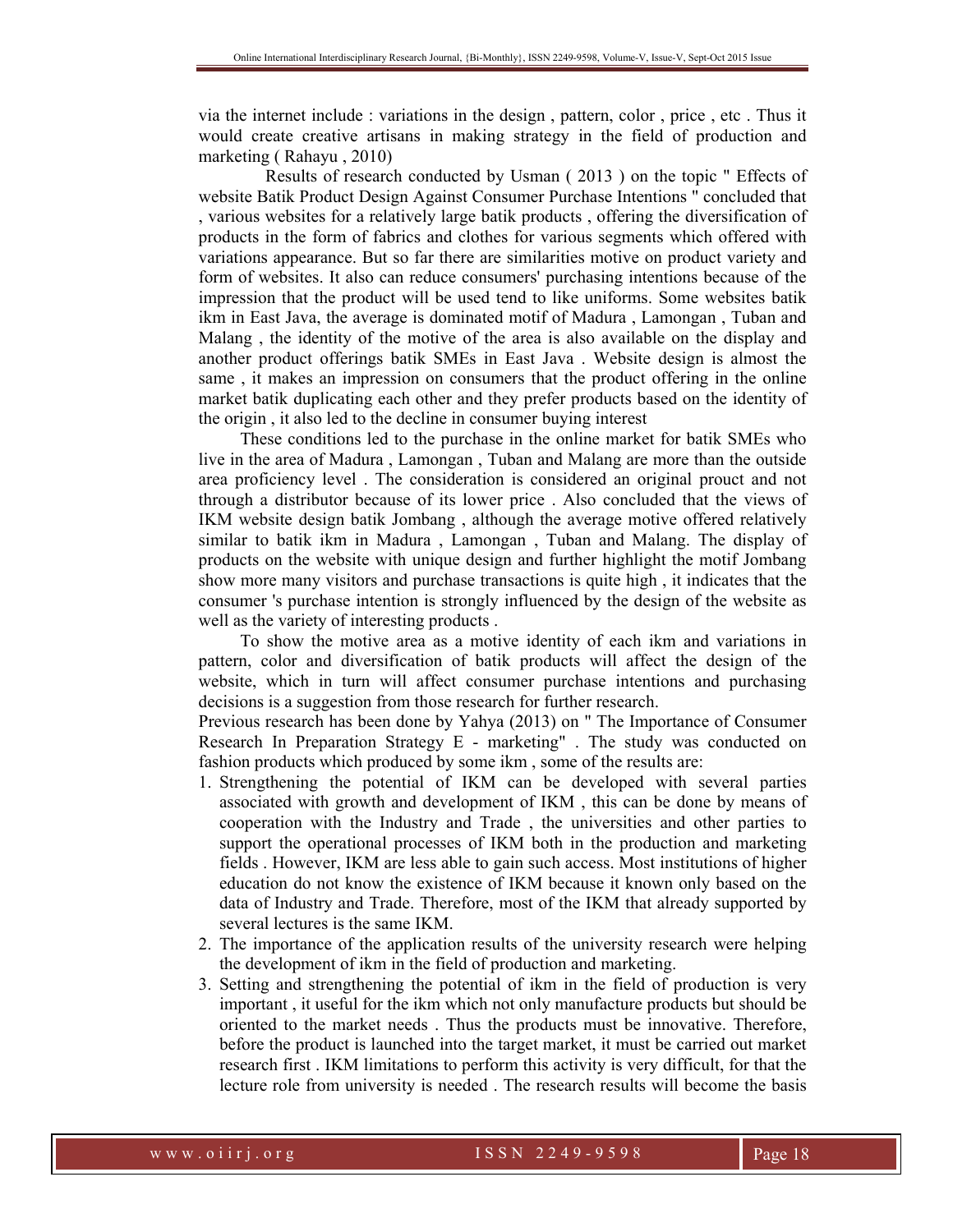via the internet include : variations in the design , pattern, color , price , etc . Thus it would create creative artisans in making strategy in the field of production and marketing ( Rahayu , 2010)

Results of research conducted by Usman ( 2013 ) on the topic " Effects of website Batik Product Design Against Consumer Purchase Intentions " concluded that , various websites for a relatively large batik products , offering the diversification of products in the form of fabrics and clothes for various segments which offered with variations appearance. But so far there are similarities motive on product variety and form of websites. It also can reduce consumers' purchasing intentions because of the impression that the product will be used tend to like uniforms. Some websites batik ikm in East Java, the average is dominated motif of Madura , Lamongan , Tuban and Malang , the identity of the motive of the area is also available on the display and another product offerings batik SMEs in East Java . Website design is almost the same , it makes an impression on consumers that the product offering in the online market batik duplicating each other and they prefer products based on the identity of the origin , it also led to the decline in consumer buying interest

These conditions led to the purchase in the online market for batik SMEs who live in the area of Madura , Lamongan , Tuban and Malang are more than the outside area proficiency level . The consideration is considered an original prouct and not through a distributor because of its lower price . Also concluded that the views of IKM website design batik Jombang , although the average motive offered relatively similar to batik ikm in Madura , Lamongan , Tuban and Malang. The display of products on the website with unique design and further highlight the motif Jombang show more many visitors and purchase transactions is quite high , it indicates that the consumer 's purchase intention is strongly influenced by the design of the website as well as the variety of interesting products .

To show the motive area as a motive identity of each ikm and variations in pattern, color and diversification of batik products will affect the design of the website, which in turn will affect consumer purchase intentions and purchasing decisions is a suggestion from those research for further research.

Previous research has been done by Yahya (2013) on " The Importance of Consumer Research In Preparation Strategy E - marketing" . The study was conducted on fashion products which produced by some ikm , some of the results are:

1. Strengthening the potential of IKM can be developed with several parties associated with growth and development of IKM , this can be done by means of cooperation with the Industry and Trade , the universities and other parties to support the operational processes of IKM both in the production and marketing fields . However, IKM are less able to gain such access. Most institutions of higher education do not know the existence of IKM because it known only based on the data of Industry and Trade. Therefore, most of the IKM that already supported by several lectures is the same IKM.
2. The importance of the application results of the university research were helping the development of ikm in the field of production and marketing.
3. Setting and strengthening the potential of ikm in the field of production is very important , it useful for the ikm which not only manufacture products but should be oriented to the market needs . Thus the products must be innovative. Therefore, before the product is launched into the target market, it must be carried out market research first . IKM limitations to perform this activity is very difficult, for that the lecture role from university is needed . The research results will become the basis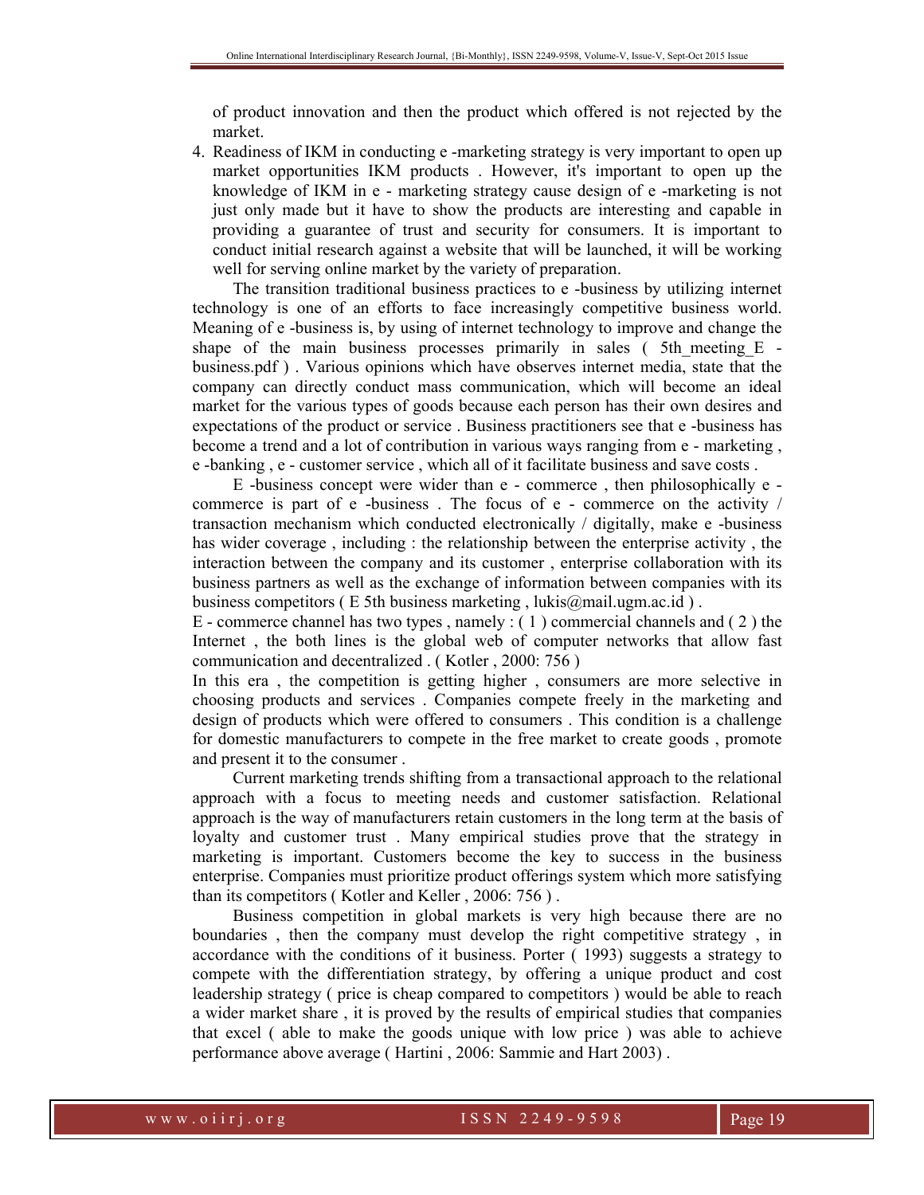of product innovation and then the product which offered is not rejected by the market.

4. Readiness of IKM in conducting e -marketing strategy is very important to open up market opportunities IKM products . However, it's important to open up the knowledge of IKM in e - marketing strategy cause design of e -marketing is not just only made but it have to show the products are interesting and capable in providing a guarantee of trust and security for consumers. It is important to conduct initial research against a website that will be launched, it will be working well for serving online market by the variety of preparation.

The transition traditional business practices to e -business by utilizing internet technology is one of an efforts to face increasingly competitive business world. Meaning of e -business is, by using of internet technology to improve and change the shape of the main business processes primarily in sales ( 5th_meeting_E - business.pdf ) . Various opinions which have observes internet media, state that the company can directly conduct mass communication, which will become an ideal market for the various types of goods because each person has their own desires and expectations of the product or service . Business practitioners see that e -business has become a trend and a lot of contribution in various ways ranging from e - marketing , e -banking , e - customer service , which all of it facilitate business and save costs .

E -business concept were wider than e - commerce , then philosophically e - commerce is part of e -business . The focus of e - commerce on the activity / transaction mechanism which conducted electronically / digitally, make e -business has wider coverage , including : the relationship between the enterprise activity , the interaction between the company and its customer , enterprise collaboration with its business partners as well as the exchange of information between companies with its business competitors ( E 5th business marketing , lukis@mail.ugm.ac.id ) .

E - commerce channel has two types , namely : ( 1 ) commercial channels and ( 2 ) the Internet , the both lines is the global web of computer networks that allow fast communication and decentralized . ( Kotler , 2000: 756 )

In this era , the competition is getting higher , consumers are more selective in choosing products and services . Companies compete freely in the marketing and design of products which were offered to consumers . This condition is a challenge for domestic manufacturers to compete in the free market to create goods , promote and present it to the consumer .

Current marketing trends shifting from a transactional approach to the relational approach with a focus to meeting needs and customer satisfaction. Relational approach is the way of manufacturers retain customers in the long term at the basis of loyalty and customer trust . Many empirical studies prove that the strategy in marketing is important. Customers become the key to success in the business enterprise. Companies must prioritize product offerings system which more satisfying than its competitors ( Kotler and Keller , 2006: 756 ) .

Business competition in global markets is very high because there are no boundaries , then the company must develop the right competitive strategy , in accordance with the conditions of it business. Porter ( 1993) suggests a strategy to compete with the differentiation strategy, by offering a unique product and cost leadership strategy ( price is cheap compared to competitors ) would be able to reach a wider market share , it is proved by the results of empirical studies that companies that excel ( able to make the goods unique with low price ) was able to achieve performance above average ( Hartini , 2006: Sammie and Hart 2003) .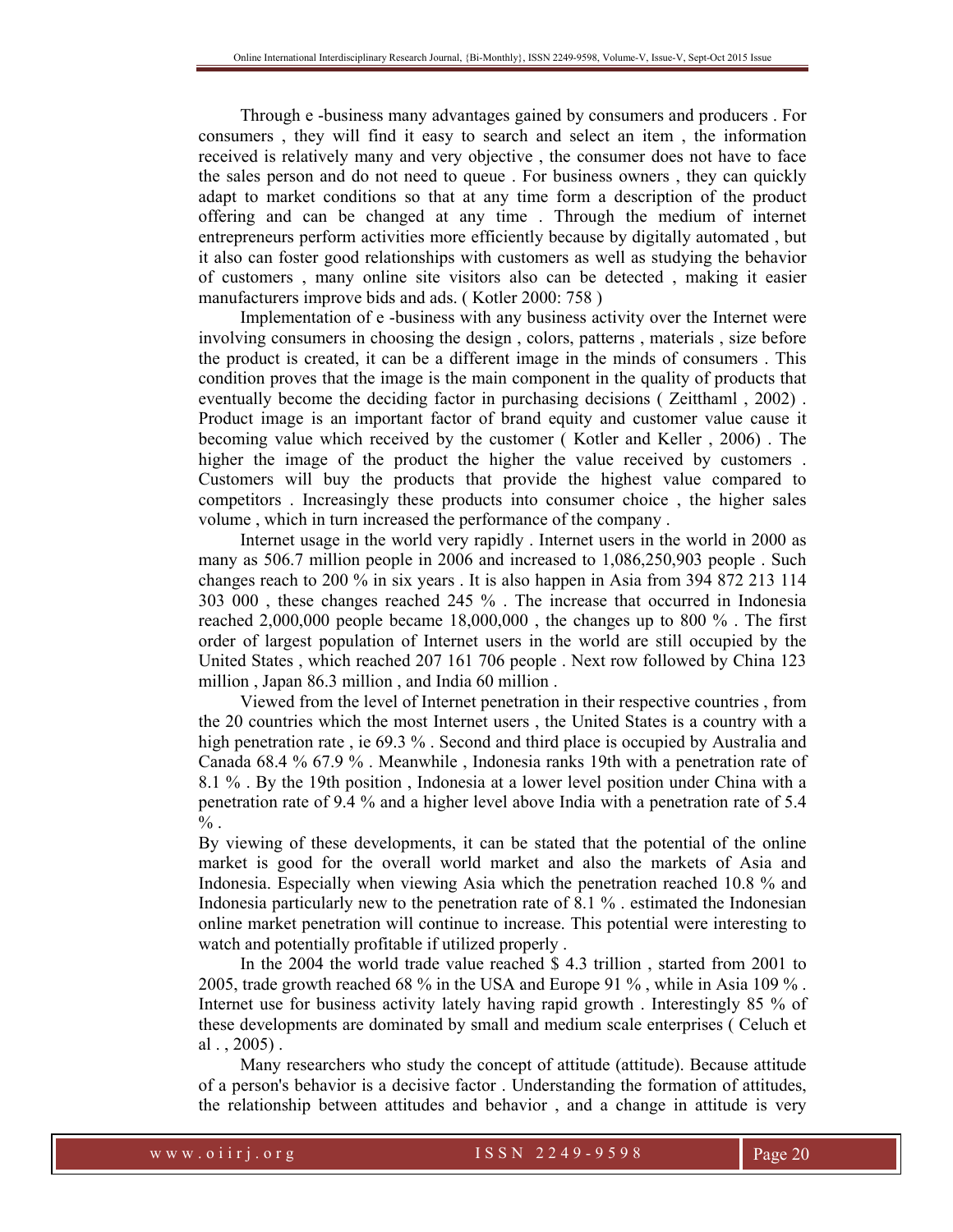Through e -business many advantages gained by consumers and producers . For consumers , they will find it easy to search and select an item , the information received is relatively many and very objective , the consumer does not have to face the sales person and do not need to queue . For business owners , they can quickly adapt to market conditions so that at any time form a description of the product offering and can be changed at any time . Through the medium of internet entrepreneurs perform activities more efficiently because by digitally automated , but it also can foster good relationships with customers as well as studying the behavior of customers , many online site visitors also can be detected , making it easier manufacturers improve bids and ads. ( Kotler 2000: 758 )

Implementation of e -business with any business activity over the Internet were involving consumers in choosing the design , colors, patterns , materials , size before the product is created, it can be a different image in the minds of consumers . This condition proves that the image is the main component in the quality of products that eventually become the deciding factor in purchasing decisions ( Zeitthaml , 2002) . Product image is an important factor of brand equity and customer value cause it becoming value which received by the customer ( Kotler and Keller , 2006) . The higher the image of the product the higher the value received by customers . Customers will buy the products that provide the highest value compared to competitors . Increasingly these products into consumer choice , the higher sales volume , which in turn increased the performance of the company .

Internet usage in the world very rapidly . Internet users in the world in 2000 as many as 506.7 million people in 2006 and increased to 1,086,250,903 people . Such changes reach to 200 % in six years . It is also happen in Asia from 394 872 213 114 303 000 , these changes reached 245 % . The increase that occurred in Indonesia reached 2,000,000 people became 18,000,000 , the changes up to 800 % . The first order of largest population of Internet users in the world are still occupied by the United States , which reached 207 161 706 people . Next row followed by China 123 million , Japan 86.3 million , and India 60 million .

Viewed from the level of Internet penetration in their respective countries , from the 20 countries which the most Internet users , the United States is a country with a high penetration rate , ie 69.3 % . Second and third place is occupied by Australia and Canada 68.4 % 67.9 % . Meanwhile , Indonesia ranks 19th with a penetration rate of 8.1 % . By the 19th position , Indonesia at a lower level position under China with a penetration rate of 9.4 % and a higher level above India with a penetration rate of 5.4 % .

By viewing of these developments, it can be stated that the potential of the online market is good for the overall world market and also the markets of Asia and Indonesia. Especially when viewing Asia which the penetration reached 10.8 % and Indonesia particularly new to the penetration rate of 8.1 % . estimated the Indonesian online market penetration will continue to increase. This potential were interesting to watch and potentially profitable if utilized properly .

In the 2004 the world trade value reached $ 4.3 trillion , started from 2001 to 2005, trade growth reached 68 % in the USA and Europe 91 % , while in Asia 109 % . Internet use for business activity lately having rapid growth . Interestingly 85 % of these developments are dominated by small and medium scale enterprises ( Celuch et al . , 2005) .

Many researchers who study the concept of attitude (attitude). Because attitude of a person's behavior is a decisive factor . Understanding the formation of attitudes, the relationship between attitudes and behavior , and a change in attitude is very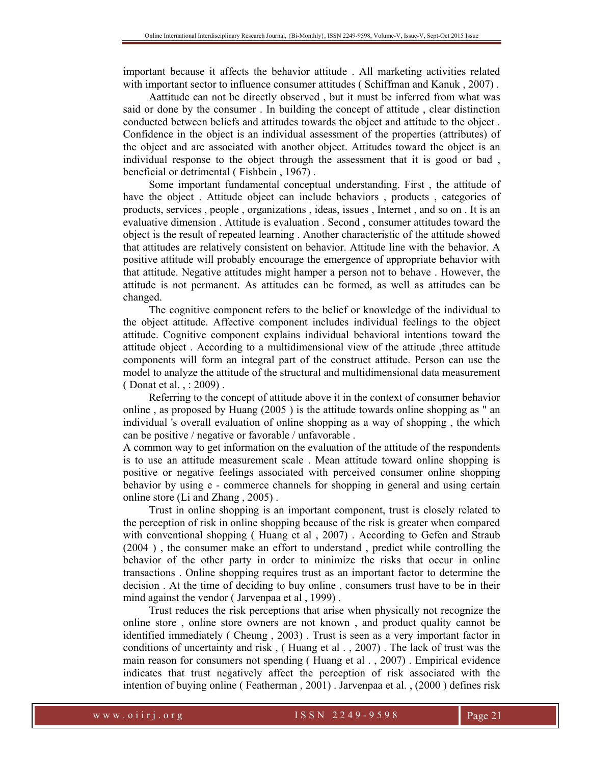important because it affects the behavior attitude . All marketing activities related with important sector to influence consumer attitudes ( Schiffman and Kanuk , 2007) .

Aattitude can not be directly observed , but it must be inferred from what was said or done by the consumer . In building the concept of attitude , clear distinction conducted between beliefs and attitudes towards the object and attitude to the object . Confidence in the object is an individual assessment of the properties (attributes) of the object and are associated with another object. Attitudes toward the object is an individual response to the object through the assessment that it is good or bad , beneficial or detrimental ( Fishbein , 1967) .

Some important fundamental conceptual understanding. First , the attitude of have the object . Attitude object can include behaviors , products , categories of products, services , people , organizations , ideas, issues , Internet , and so on . It is an evaluative dimension . Attitude is evaluation . Second , consumer attitudes toward the object is the result of repeated learning . Another characteristic of the attitude showed that attitudes are relatively consistent on behavior. Attitude line with the behavior. A positive attitude will probably encourage the emergence of appropriate behavior with that attitude. Negative attitudes might hamper a person not to behave . However, the attitude is not permanent. As attitudes can be formed, as well as attitudes can be changed.

The cognitive component refers to the belief or knowledge of the individual to the object attitude. Affective component includes individual feelings to the object attitude. Cognitive component explains individual behavioral intentions toward the attitude object . According to a multidimensional view of the attitude ,three attitude components will form an integral part of the construct attitude. Person can use the model to analyze the attitude of the structural and multidimensional data measurement ( Donat et al. , : 2009) .

Referring to the concept of attitude above it in the context of consumer behavior online , as proposed by Huang (2005 ) is the attitude towards online shopping as " an individual 's overall evaluation of online shopping as a way of shopping , the which can be positive / negative or favorable / unfavorable .

A common way to get information on the evaluation of the attitude of the respondents is to use an attitude measurement scale . Mean attitude toward online shopping is positive or negative feelings associated with perceived consumer online shopping behavior by using e - commerce channels for shopping in general and using certain online store (Li and Zhang , 2005) .

Trust in online shopping is an important component, trust is closely related to the perception of risk in online shopping because of the risk is greater when compared with conventional shopping ( Huang et al , 2007) . According to Gefen and Straub (2004 ) , the consumer make an effort to understand , predict while controlling the behavior of the other party in order to minimize the risks that occur in online transactions . Online shopping requires trust as an important factor to determine the decision . At the time of deciding to buy online , consumers trust have to be in their mind against the vendor ( Jarvenpaa et al , 1999) .

Trust reduces the risk perceptions that arise when physically not recognize the online store , online store owners are not known , and product quality cannot be identified immediately ( Cheung , 2003) . Trust is seen as a very important factor in conditions of uncertainty and risk , ( Huang et al . , 2007) . The lack of trust was the main reason for consumers not spending ( Huang et al . , 2007) . Empirical evidence indicates that trust negatively affect the perception of risk associated with the intention of buying online ( Featherman , 2001) . Jarvenpaa et al. , (2000 ) defines risk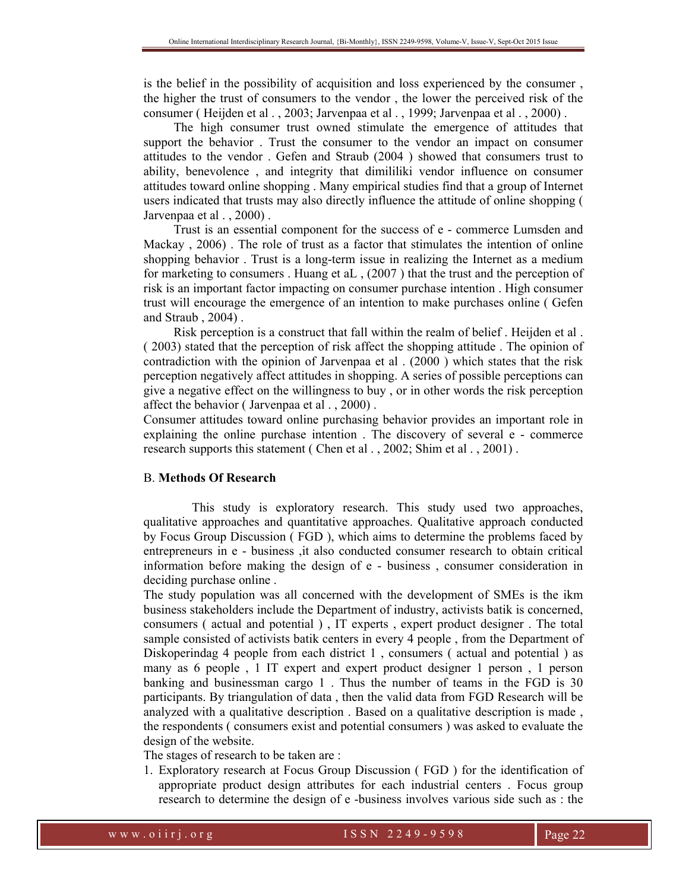is the belief in the possibility of acquisition and loss experienced by the consumer , the higher the trust of consumers to the vendor , the lower the perceived risk of the consumer ( Heijden et al . , 2003; Jarvenpaa et al . , 1999; Jarvenpaa et al . , 2000) .

The high consumer trust owned stimulate the emergence of attitudes that support the behavior . Trust the consumer to the vendor an impact on consumer attitudes to the vendor . Gefen and Straub (2004 ) showed that consumers trust to ability, benevolence , and integrity that dimililiki vendor influence on consumer attitudes toward online shopping . Many empirical studies find that a group of Internet users indicated that trusts may also directly influence the attitude of online shopping ( Jarvenpaa et al . , 2000) .

Trust is an essential component for the success of e - commerce Lumsden and Mackay , 2006) . The role of trust as a factor that stimulates the intention of online shopping behavior . Trust is a long-term issue in realizing the Internet as a medium for marketing to consumers . Huang et aL , (2007 ) that the trust and the perception of risk is an important factor impacting on consumer purchase intention . High consumer trust will encourage the emergence of an intention to make purchases online ( Gefen and Straub , 2004) .

Risk perception is a construct that fall within the realm of belief . Heijden et al . ( 2003) stated that the perception of risk affect the shopping attitude . The opinion of contradiction with the opinion of Jarvenpaa et al . (2000 ) which states that the risk perception negatively affect attitudes in shopping. A series of possible perceptions can give a negative effect on the willingness to buy , or in other words the risk perception affect the behavior ( Jarvenpaa et al . , 2000) .

Consumer attitudes toward online purchasing behavior provides an important role in explaining the online purchase intention . The discovery of several e - commerce research supports this statement ( Chen et al . , 2002; Shim et al . , 2001) .

## B. **Methods Of Research**

This study is exploratory research. This study used two approaches, qualitative approaches and quantitative approaches. Qualitative approach conducted by Focus Group Discussion ( FGD ), which aims to determine the problems faced by entrepreneurs in e - business ,it also conducted consumer research to obtain critical information before making the design of e - business , consumer consideration in deciding purchase online .

The study population was all concerned with the development of SMEs is the ikm business stakeholders include the Department of industry, activists batik is concerned, consumers ( actual and potential ) , IT experts , expert product designer . The total sample consisted of activists batik centers in every 4 people , from the Department of Diskoperindag 4 people from each district 1 , consumers ( actual and potential ) as many as 6 people , 1 IT expert and expert product designer 1 person , 1 person banking and businessman cargo 1 . Thus the number of teams in the FGD is 30 participants. By triangulation of data , then the valid data from FGD Research will be analyzed with a qualitative description . Based on a qualitative description is made , the respondents ( consumers exist and potential consumers ) was asked to evaluate the design of the website.

The stages of research to be taken are :

1. Exploratory research at Focus Group Discussion ( FGD ) for the identification of appropriate product design attributes for each industrial centers . Focus group research to determine the design of e -business involves various side such as : the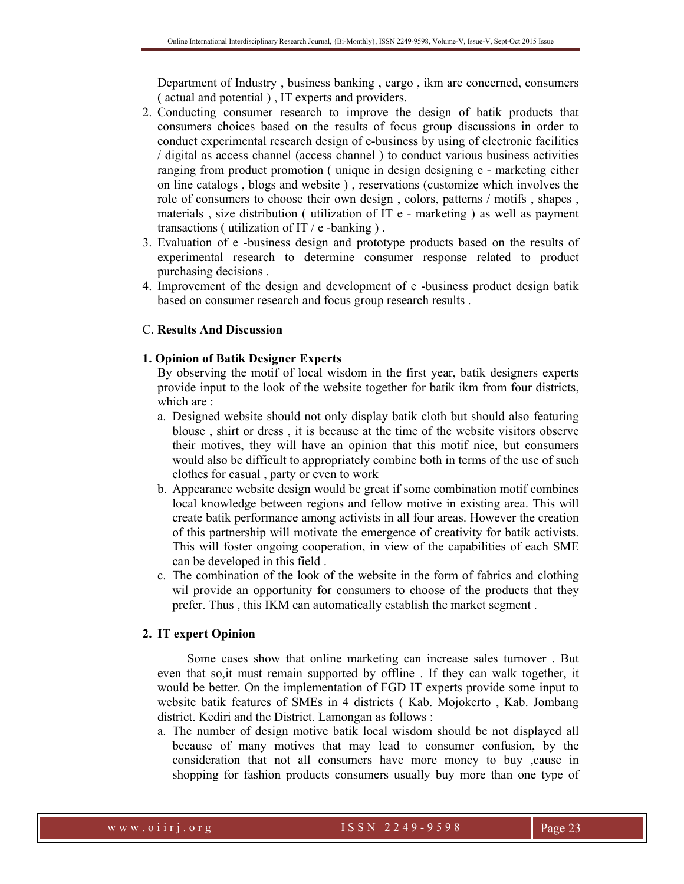Department of Industry , business banking , cargo , ikm are concerned, consumers ( actual and potential ) , IT experts and providers.

2. Conducting consumer research to improve the design of batik products that consumers choices based on the results of focus group discussions in order to conduct experimental research design of e-business by using of electronic facilities / digital as access channel (access channel ) to conduct various business activities ranging from product promotion ( unique in design designing e - marketing either on line catalogs , blogs and website ) , reservations (customize which involves the role of consumers to choose their own design , colors, patterns / motifs , shapes , materials , size distribution ( utilization of IT e - marketing ) as well as payment transactions ( utilization of IT / e -banking ) .
3. Evaluation of e -business design and prototype products based on the results of experimental research to determine consumer response related to product purchasing decisions .
4. Improvement of the design and development of e -business product design batik based on consumer research and focus group research results .

## C. **Results And Discussion**

### 1. Opinion of Batik Designer Experts

By observing the motif of local wisdom in the first year, batik designers experts provide input to the look of the website together for batik ikm from four districts, which are :

a. Designed website should not only display batik cloth but should also featuring blouse , shirt or dress , it is because at the time of the website visitors observe their motives, they will have an opinion that this motif nice, but consumers would also be difficult to appropriately combine both in terms of the use of such clothes for casual , party or even to work
b. Appearance website design would be great if some combination motif combines local knowledge between regions and fellow motive in existing area. This will create batik performance among activists in all four areas. However the creation of this partnership will motivate the emergence of creativity for batik activists. This will foster ongoing cooperation, in view of the capabilities of each SME can be developed in this field .
c. The combination of the look of the website in the form of fabrics and clothing wil provide an opportunity for consumers to choose of the products that they prefer. Thus , this IKM can automatically establish the market segment .

### 2. IT expert Opinion

Some cases show that online marketing can increase sales turnover . But even that so,it must remain supported by offline . If they can walk together, it would be better. On the implementation of FGD IT experts provide some input to website batik features of SMEs in 4 districts ( Kab. Mojokerto , Kab. Jombang district. Kediri and the District. Lamongan as follows :

a. The number of design motive batik local wisdom should be not displayed all because of many motives that may lead to consumer confusion, by the consideration that not all consumers have more money to buy ,cause in shopping for fashion products consumers usually buy more than one type of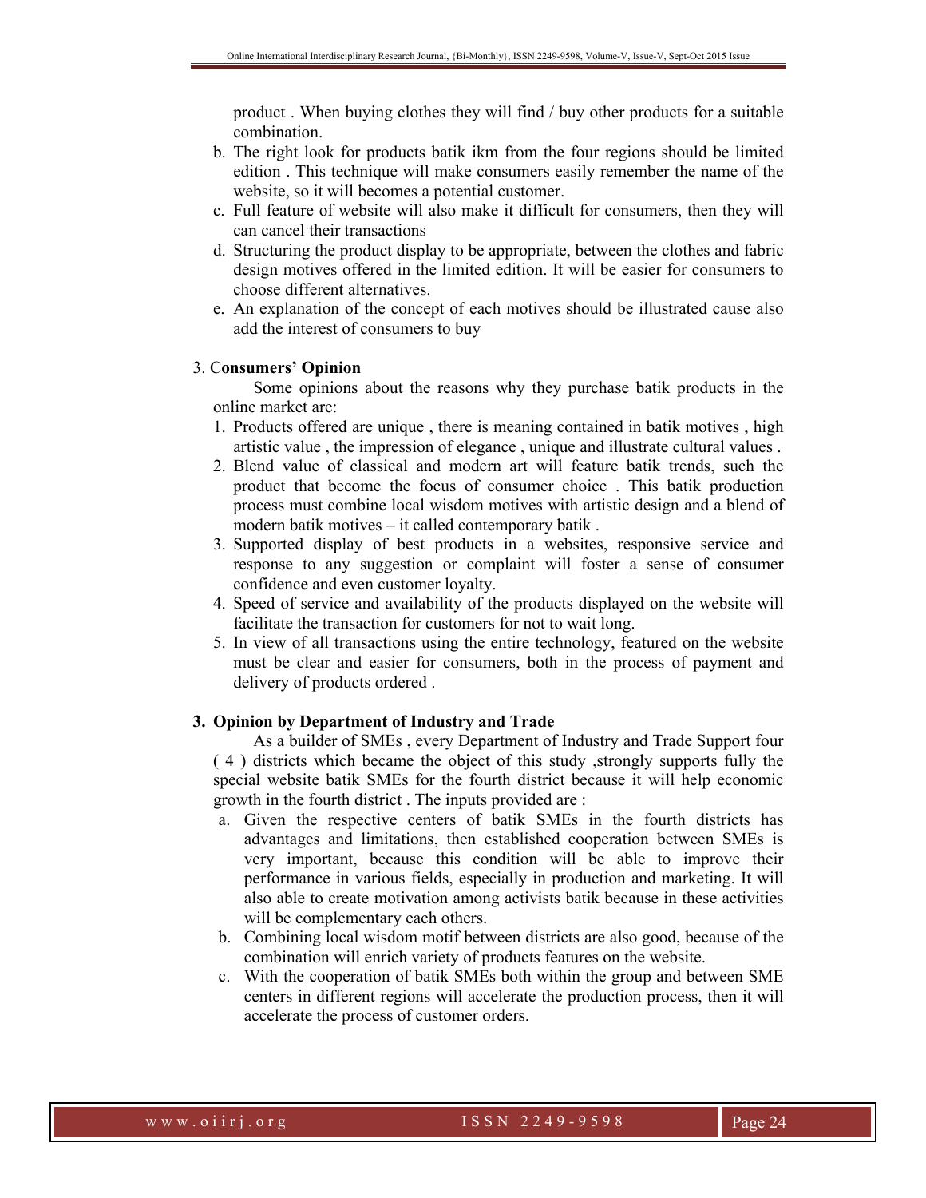product . When buying clothes they will find / buy other products for a suitable combination.

b. The right look for products batik ikm from the four regions should be limited edition . This technique will make consumers easily remember the name of the website, so it will becomes a potential customer.
c. Full feature of website will also make it difficult for consumers, then they will can cancel their transactions
d. Structuring the product display to be appropriate, between the clothes and fabric design motives offered in the limited edition. It will be easier for consumers to choose different alternatives.
e. An explanation of the concept of each motives should be illustrated cause also add the interest of consumers to buy

3. C**onsumers' Opinion**

Some opinions about the reasons why they purchase batik products in the online market are:

1. Products offered are unique , there is meaning contained in batik motives , high artistic value , the impression of elegance , unique and illustrate cultural values .
2. Blend value of classical and modern art will feature batik trends, such the product that become the focus of consumer choice . This batik production process must combine local wisdom motives with artistic design and a blend of modern batik motives – it called contemporary batik .
3. Supported display of best products in a websites, responsive service and response to any suggestion or complaint will foster a sense of consumer confidence and even customer loyalty.
4. Speed of service and availability of the products displayed on the website will facilitate the transaction for customers for not to wait long.
5. In view of all transactions using the entire technology, featured on the website must be clear and easier for consumers, both in the process of payment and delivery of products ordered .

**3. Opinion by Department of Industry and Trade**

As a builder of SMEs , every Department of Industry and Trade Support four ( 4 ) districts which became the object of this study ,strongly supports fully the special website batik SMEs for the fourth district because it will help economic growth in the fourth district . The inputs provided are :

a. Given the respective centers of batik SMEs in the fourth districts has advantages and limitations, then established cooperation between SMEs is very important, because this condition will be able to improve their performance in various fields, especially in production and marketing. It will also able to create motivation among activists batik because in these activities will be complementary each others.
b. Combining local wisdom motif between districts are also good, because of the combination will enrich variety of products features on the website.
c. With the cooperation of batik SMEs both within the group and between SME centers in different regions will accelerate the production process, then it will accelerate the process of customer orders.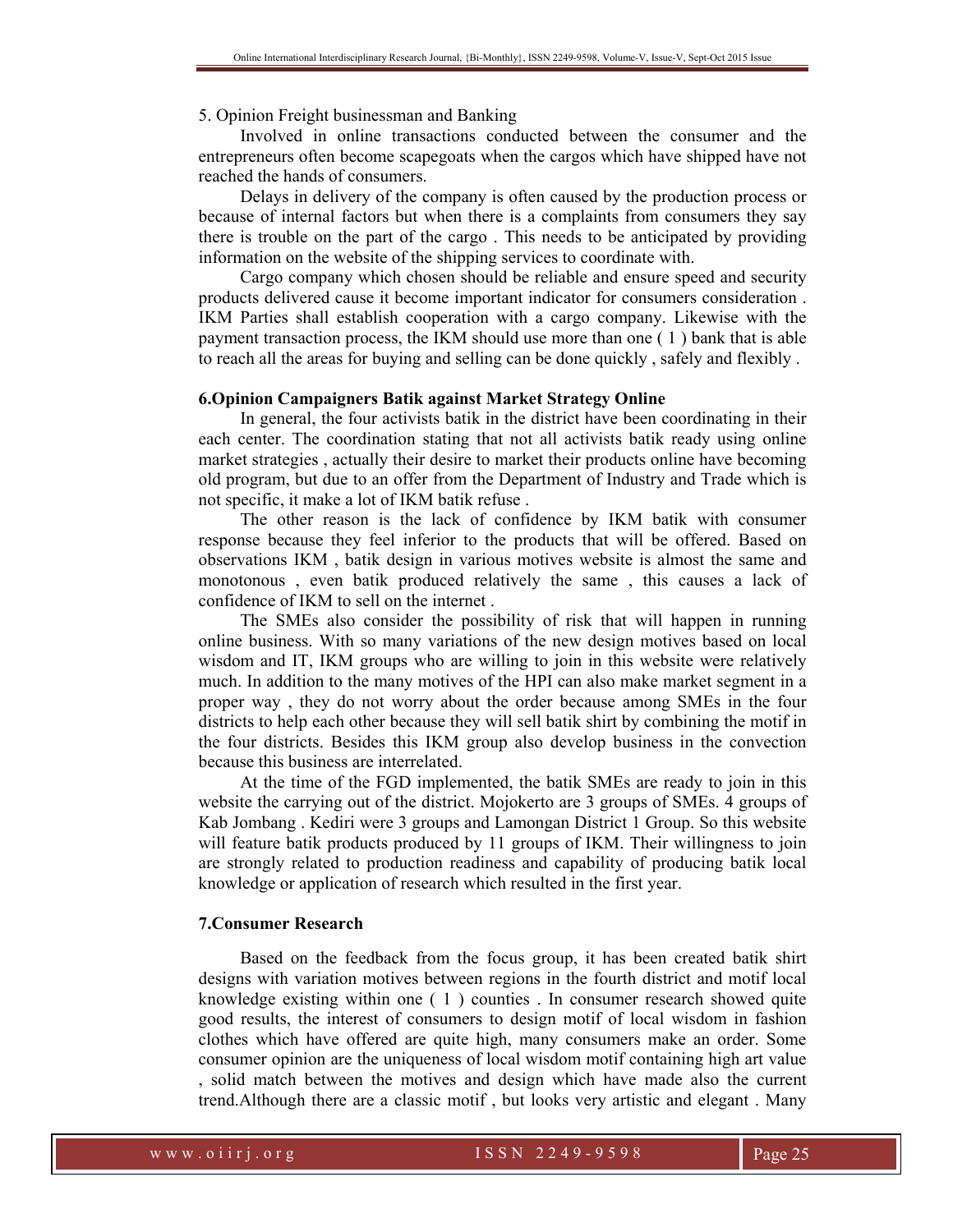5. Opinion Freight businessman and Banking

Involved in online transactions conducted between the consumer and the entrepreneurs often become scapegoats when the cargos which have shipped have not reached the hands of consumers.

Delays in delivery of the company is often caused by the production process or because of internal factors but when there is a complaints from consumers they say there is trouble on the part of the cargo . This needs to be anticipated by providing information on the website of the shipping services to coordinate with.

Cargo company which chosen should be reliable and ensure speed and security products delivered cause it become important indicator for consumers consideration . IKM Parties shall establish cooperation with a cargo company. Likewise with the payment transaction process, the IKM should use more than one ( 1 ) bank that is able to reach all the areas for buying and selling can be done quickly , safely and flexibly .

**6.Opinion Campaigners Batik against Market Strategy Online**

In general, the four activists batik in the district have been coordinating in their each center. The coordination stating that not all activists batik ready using online market strategies , actually their desire to market their products online have becoming old program, but due to an offer from the Department of Industry and Trade which is not specific, it make a lot of IKM batik refuse .

The other reason is the lack of confidence by IKM batik with consumer response because they feel inferior to the products that will be offered. Based on observations IKM , batik design in various motives website is almost the same and monotonous , even batik produced relatively the same , this causes a lack of confidence of IKM to sell on the internet .

The SMEs also consider the possibility of risk that will happen in running online business. With so many variations of the new design motives based on local wisdom and IT, IKM groups who are willing to join in this website were relatively much. In addition to the many motives of the HPI can also make market segment in a proper way , they do not worry about the order because among SMEs in the four districts to help each other because they will sell batik shirt by combining the motif in the four districts. Besides this IKM group also develop business in the convection because this business are interrelated.

At the time of the FGD implemented, the batik SMEs are ready to join in this website the carrying out of the district. Mojokerto are 3 groups of SMEs. 4 groups of Kab Jombang . Kediri were 3 groups and Lamongan District 1 Group. So this website will feature batik products produced by 11 groups of IKM. Their willingness to join are strongly related to production readiness and capability of producing batik local knowledge or application of research which resulted in the first year.

**7.Consumer Research**

Based on the feedback from the focus group, it has been created batik shirt designs with variation motives between regions in the fourth district and motif local knowledge existing within one ( 1 ) counties . In consumer research showed quite good results, the interest of consumers to design motif of local wisdom in fashion clothes which have offered are quite high, many consumers make an order. Some consumer opinion are the uniqueness of local wisdom motif containing high art value , solid match between the motives and design which have made also the current trend.Although there are a classic motif , but looks very artistic and elegant . Many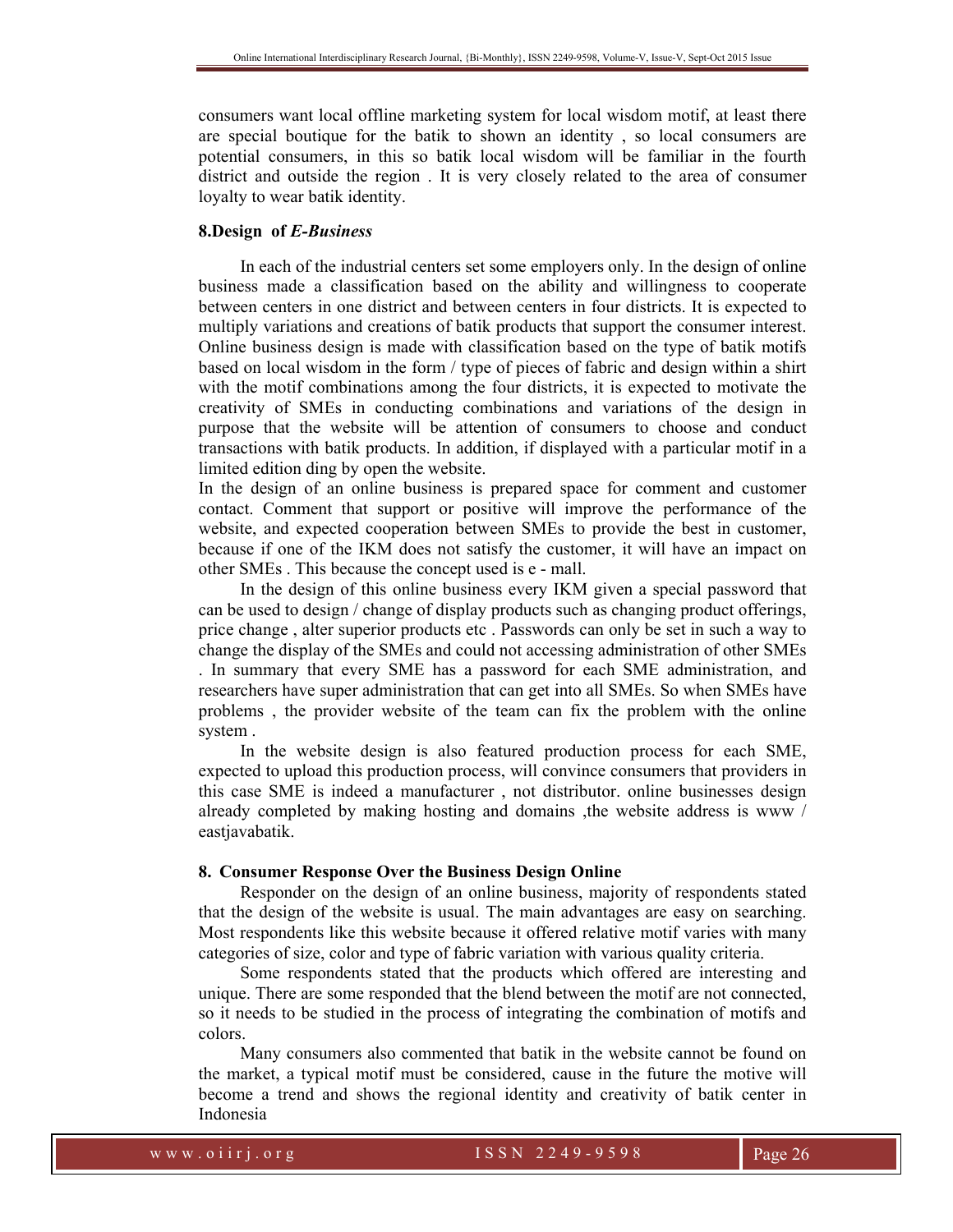consumers want local offline marketing system for local wisdom motif, at least there are special boutique for the batik to shown an identity , so local consumers are potential consumers, in this so batik local wisdom will be familiar in the fourth district and outside the region . It is very closely related to the area of consumer loyalty to wear batik identity.

## 8.Design of *E-Business*

In each of the industrial centers set some employers only. In the design of online business made a classification based on the ability and willingness to cooperate between centers in one district and between centers in four districts. It is expected to multiply variations and creations of batik products that support the consumer interest. Online business design is made with classification based on the type of batik motifs based on local wisdom in the form / type of pieces of fabric and design within a shirt with the motif combinations among the four districts, it is expected to motivate the creativity of SMEs in conducting combinations and variations of the design in purpose that the website will be attention of consumers to choose and conduct transactions with batik products. In addition, if displayed with a particular motif in a limited edition ding by open the website.

In the design of an online business is prepared space for comment and customer contact. Comment that support or positive will improve the performance of the website, and expected cooperation between SMEs to provide the best in customer, because if one of the IKM does not satisfy the customer, it will have an impact on other SMEs . This because the concept used is e - mall.

In the design of this online business every IKM given a special password that can be used to design / change of display products such as changing product offerings, price change , alter superior products etc . Passwords can only be set in such a way to change the display of the SMEs and could not accessing administration of other SMEs . In summary that every SME has a password for each SME administration, and researchers have super administration that can get into all SMEs. So when SMEs have problems , the provider website of the team can fix the problem with the online system .

In the website design is also featured production process for each SME, expected to upload this production process, will convince consumers that providers in this case SME is indeed a manufacturer , not distributor. online businesses design already completed by making hosting and domains ,the website address is www / eastjavabatik.

## 8. Consumer Response Over the Business Design Online

Responder on the design of an online business, majority of respondents stated that the design of the website is usual. The main advantages are easy on searching. Most respondents like this website because it offered relative motif varies with many categories of size, color and type of fabric variation with various quality criteria.

Some respondents stated that the products which offered are interesting and unique. There are some responded that the blend between the motif are not connected, so it needs to be studied in the process of integrating the combination of motifs and colors.

Many consumers also commented that batik in the website cannot be found on the market, a typical motif must be considered, cause in the future the motive will become a trend and shows the regional identity and creativity of batik center in Indonesia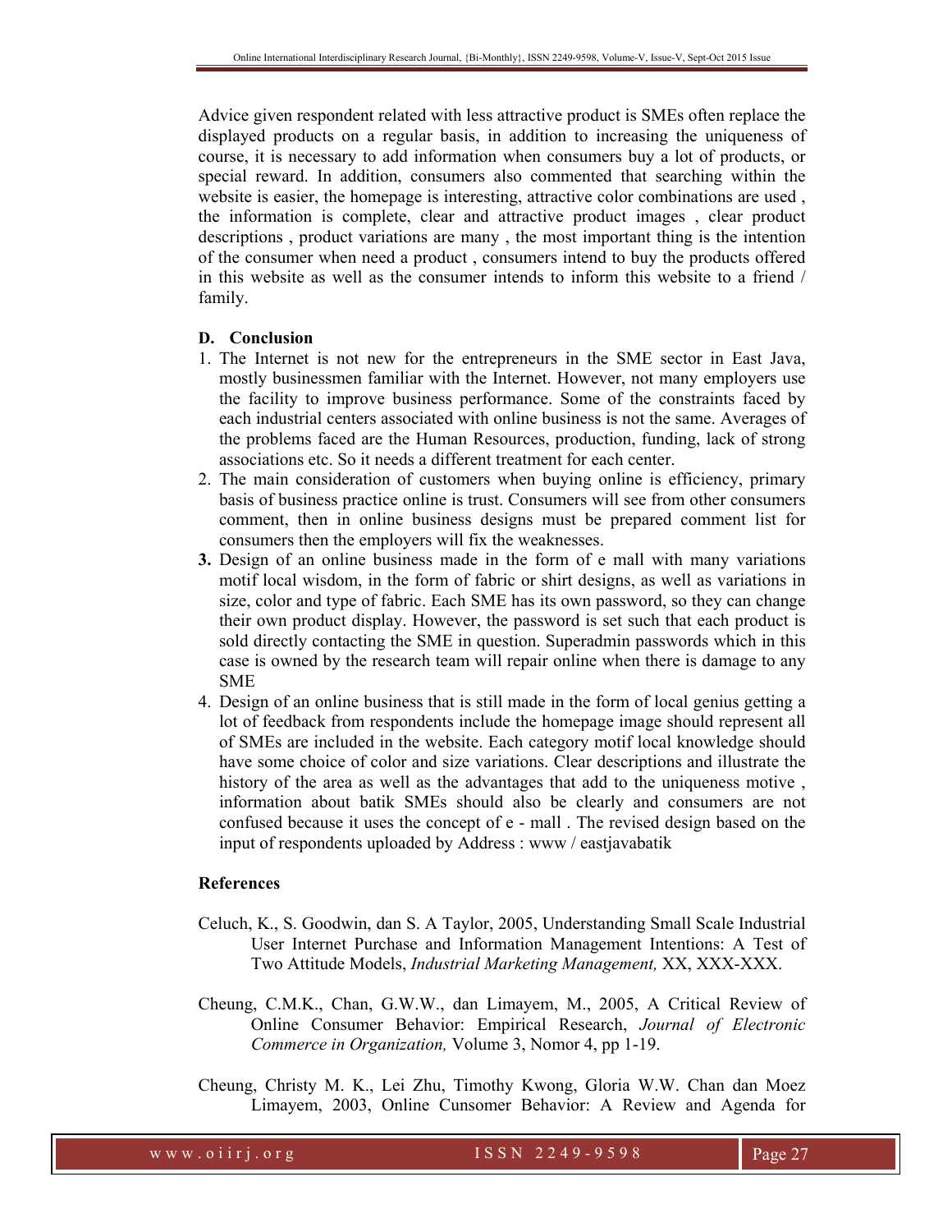Advice given respondent related with less attractive product is SMEs often replace the displayed products on a regular basis, in addition to increasing the uniqueness of course, it is necessary to add information when consumers buy a lot of products, or special reward. In addition, consumers also commented that searching within the website is easier, the homepage is interesting, attractive color combinations are used , the information is complete, clear and attractive product images , clear product descriptions , product variations are many , the most important thing is the intention of the consumer when need a product , consumers intend to buy the products offered in this website as well as the consumer intends to inform this website to a friend / family.

**D. Conclusion**

1. The Internet is not new for the entrepreneurs in the SME sector in East Java, mostly businessmen familiar with the Internet. However, not many employers use the facility to improve business performance. Some of the constraints faced by each industrial centers associated with online business is not the same. Averages of the problems faced are the Human Resources, production, funding, lack of strong associations etc. So it needs a different treatment for each center.
2. The main consideration of customers when buying online is efficiency, primary basis of business practice online is trust. Consumers will see from other consumers comment, then in online business designs must be prepared comment list for consumers then the employers will fix the weaknesses.
3. Design of an online business made in the form of e mall with many variations motif local wisdom, in the form of fabric or shirt designs, as well as variations in size, color and type of fabric. Each SME has its own password, so they can change their own product display. However, the password is set such that each product is sold directly contacting the SME in question. Superadmin passwords which in this case is owned by the research team will repair online when there is damage to any SME
4. Design of an online business that is still made in the form of local genius getting a lot of feedback from respondents include the homepage image should represent all of SMEs are included in the website. Each category motif local knowledge should have some choice of color and size variations. Clear descriptions and illustrate the history of the area as well as the advantages that add to the uniqueness motive , information about batik SMEs should also be clearly and consumers are not confused because it uses the concept of e - mall . The revised design based on the input of respondents uploaded by Address : www / eastjavabatik

**References**

Celuch, K., S. Goodwin, dan S. A Taylor, 2005, Understanding Small Scale Industrial User Internet Purchase and Information Management Intentions: A Test of Two Attitude Models, *Industrial Marketing Management,* XX, XXX-XXX.

Cheung, C.M.K., Chan, G.W.W., dan Limayem, M., 2005, A Critical Review of Online Consumer Behavior: Empirical Research, *Journal of Electronic Commerce in Organization,* Volume 3, Nomor 4, pp 1-19.

Cheung, Christy M. K., Lei Zhu, Timothy Kwong, Gloria W.W. Chan dan Moez Limayem, 2003, Online Cunsomer Behavior: A Review and Agenda for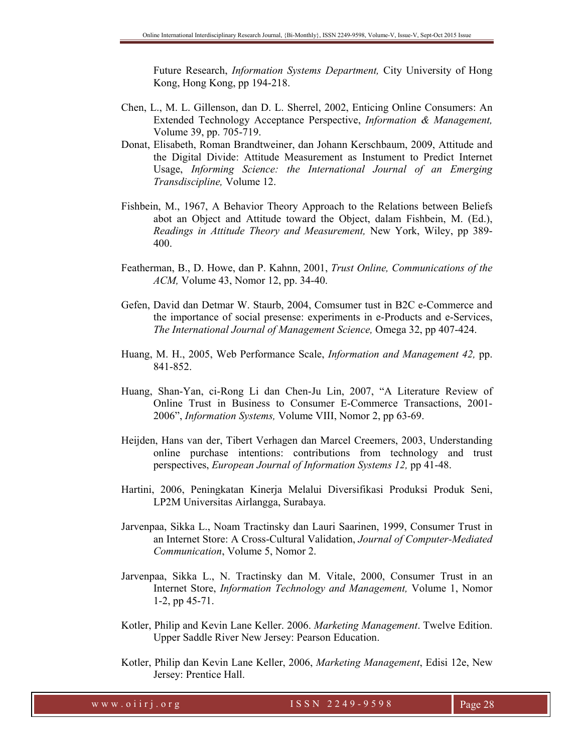Future Research, *Information Systems Department,* City University of Hong Kong, Hong Kong, pp 194-218.

Chen, L., M. L. Gillenson, dan D. L. Sherrel, 2002, Enticing Online Consumers: An Extended Technology Acceptance Perspective, *Information & Management,* Volume 39, pp. 705-719.

Donat, Elisabeth, Roman Brandtweiner, dan Johann Kerschbaum, 2009, Attitude and the Digital Divide: Attitude Measurement as Instument to Predict Internet Usage, *Informing Science: the International Journal of an Emerging Transdiscipline,* Volume 12.

Fishbein, M., 1967, A Behavior Theory Approach to the Relations between Beliefs abot an Object and Attitude toward the Object, dalam Fishbein, M. (Ed.), *Readings in Attitude Theory and Measurement,* New York, Wiley, pp 389-400.

Featherman, B., D. Howe, dan P. Kahnn, 2001, *Trust Online, Communications of the ACM,* Volume 43, Nomor 12, pp. 34-40.

Gefen, David dan Detmar W. Staurb, 2004, Comsumer tust in B2C e-Commerce and the importance of social presense: experiments in e-Products and e-Services, *The International Journal of Management Science,* Omega 32, pp 407-424.

Huang, M. H., 2005, Web Performance Scale, *Information and Management 42,* pp. 841-852.

Huang, Shan-Yan, ci-Rong Li dan Chen-Ju Lin, 2007, "A Literature Review of Online Trust in Business to Consumer E-Commerce Transactions, 2001-2006", *Information Systems,* Volume VIII, Nomor 2, pp 63-69.

Heijden, Hans van der, Tibert Verhagen dan Marcel Creemers, 2003, Understanding online purchase intentions: contributions from technology and trust perspectives, *European Journal of Information Systems 12,* pp 41-48.

Hartini, 2006, Peningkatan Kinerja Melalui Diversifikasi Produksi Produk Seni, LP2M Universitas Airlangga, Surabaya.

Jarvenpaa, Sikka L., Noam Tractinsky dan Lauri Saarinen, 1999, Consumer Trust in an Internet Store: A Cross-Cultural Validation, *Journal of Computer-Mediated Communication*, Volume 5, Nomor 2.

Jarvenpaa, Sikka L., N. Tractinsky dan M. Vitale, 2000, Consumer Trust in an Internet Store, *Information Technology and Management,* Volume 1, Nomor 1-2, pp 45-71.

Kotler, Philip and Kevin Lane Keller. 2006. *Marketing Management*. Twelve Edition. Upper Saddle River New Jersey: Pearson Education.

Kotler, Philip dan Kevin Lane Keller, 2006, *Marketing Management*, Edisi 12e, New Jersey: Prentice Hall.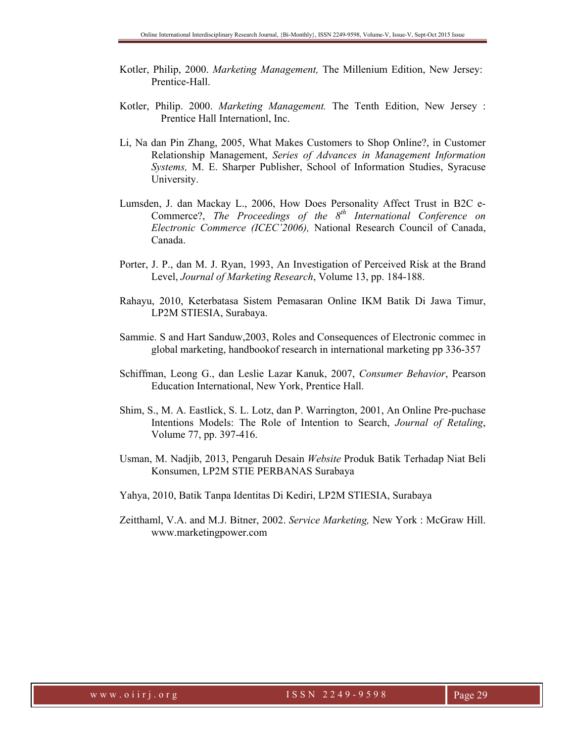Kotler, Philip, 2000. *Marketing Management,* The Millenium Edition, New Jersey: Prentice-Hall.

Kotler, Philip. 2000. *Marketing Management.* The Tenth Edition, New Jersey : Prentice Hall Internationl, Inc.

Li, Na dan Pin Zhang, 2005, What Makes Customers to Shop Online?, in Customer Relationship Management, *Series of Advances in Management Information Systems,* M. E. Sharper Publisher, School of Information Studies, Syracuse University.

Lumsden, J. dan Mackay L., 2006, How Does Personality Affect Trust in B2C e-Commerce?, *The Proceedings of the 8th International Conference on Electronic Commerce (ICEC'2006),* National Research Council of Canada, Canada.

Porter, J. P., dan M. J. Ryan, 1993, An Investigation of Perceived Risk at the Brand Level, *Journal of Marketing Research*, Volume 13, pp. 184-188.

Rahayu, 2010, Keterbatasa Sistem Pemasaran Online IKM Batik Di Jawa Timur, LP2M STIESIA, Surabaya.

Sammie. S and Hart Sanduw,2003, Roles and Consequences of Electronic commec in global marketing, handbookof research in international marketing pp 336-357

Schiffman, Leong G., dan Leslie Lazar Kanuk, 2007, *Consumer Behavior*, Pearson Education International, New York, Prentice Hall.

Shim, S., M. A. Eastlick, S. L. Lotz, dan P. Warrington, 2001, An Online Pre-puchase Intentions Models: The Role of Intention to Search, *Journal of Retaling*, Volume 77, pp. 397-416.

Usman, M. Nadjib, 2013, Pengaruh Desain *Website* Produk Batik Terhadap Niat Beli Konsumen, LP2M STIE PERBANAS Surabaya

Yahya, 2010, Batik Tanpa Identitas Di Kediri, LP2M STIESIA, Surabaya

Zeitthaml, V.A. and M.J. Bitner, 2002. *Service Marketing,* New York : McGraw Hill. www.marketingpower.com